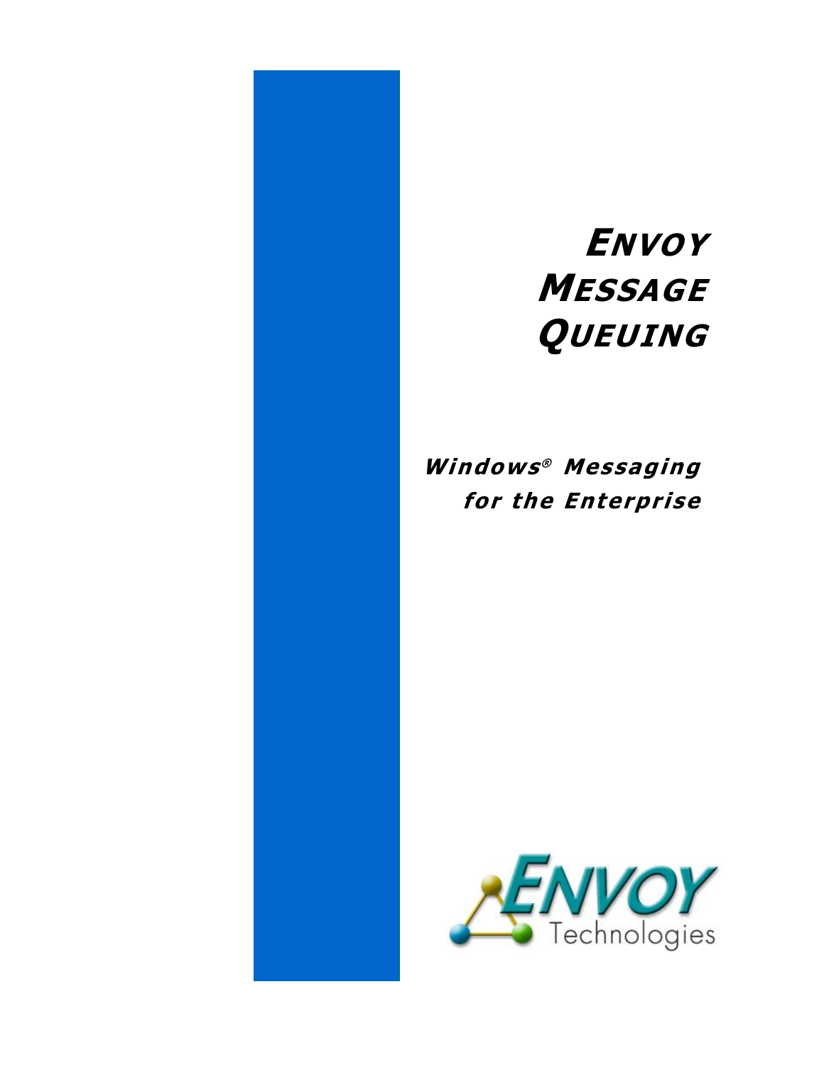# ENVOY MESSAGE QUEUING

***Windows® Messaging for the Enterprise***

ENVOY Technologies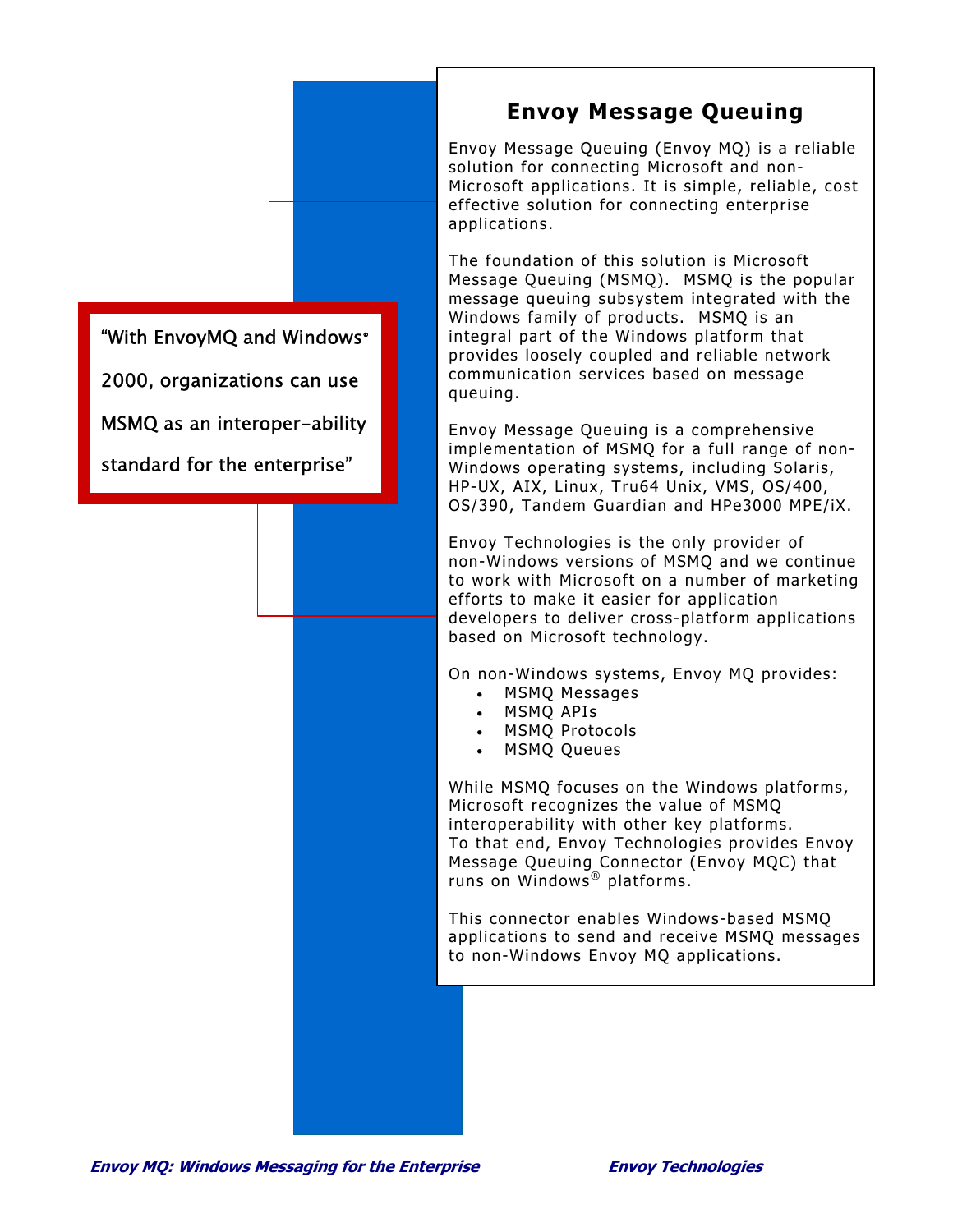> "With EnvoyMQ and Windows® 2000, organizations can use MSMQ as an interoper-ability standard for the enterprise"

## Envoy Message Queuing

Envoy Message Queuing (Envoy MQ) is a reliable solution for connecting Microsoft and non-Microsoft applications. It is simple, reliable, cost effective solution for connecting enterprise applications.

The foundation of this solution is Microsoft Message Queuing (MSMQ). MSMQ is the popular message queuing subsystem integrated with the Windows family of products. MSMQ is an integral part of the Windows platform that provides loosely coupled and reliable network communication services based on message queuing.

Envoy Message Queuing is a comprehensive implementation of MSMQ for a full range of non-Windows operating systems, including Solaris, HP-UX, AIX, Linux, Tru64 Unix, VMS, OS/400, OS/390, Tandem Guardian and HPe3000 MPE/iX.

Envoy Technologies is the only provider of non-Windows versions of MSMQ and we continue to work with Microsoft on a number of marketing efforts to make it easier for application developers to deliver cross-platform applications based on Microsoft technology.

On non-Windows systems, Envoy MQ provides:

- MSMQ Messages
- MSMQ APIs
- MSMQ Protocols
- MSMQ Queues

While MSMQ focuses on the Windows platforms, Microsoft recognizes the value of MSMQ interoperability with other key platforms. To that end, Envoy Technologies provides Envoy Message Queuing Connector (Envoy MQC) that runs on Windows® platforms.

This connector enables Windows-based MSMQ applications to send and receive MSMQ messages to non-Windows Envoy MQ applications.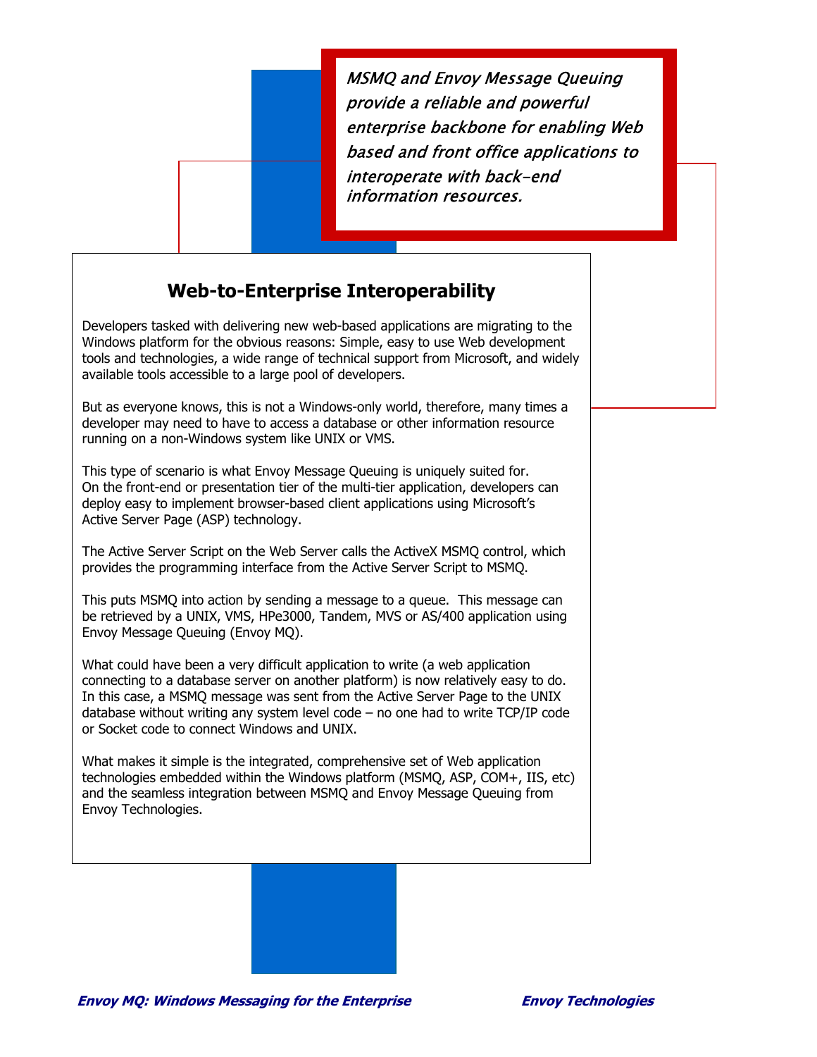*MSMQ and Envoy Message Queuing provide a reliable and powerful enterprise backbone for enabling Web based and front office applications to interoperate with back-end information resources.*

## Web-to-Enterprise Interoperability

Developers tasked with delivering new web-based applications are migrating to the Windows platform for the obvious reasons: Simple, easy to use Web development tools and technologies, a wide range of technical support from Microsoft, and widely available tools accessible to a large pool of developers.

But as everyone knows, this is not a Windows-only world, therefore, many times a developer may need to have to access a database or other information resource running on a non-Windows system like UNIX or VMS.

This type of scenario is what Envoy Message Queuing is uniquely suited for. On the front-end or presentation tier of the multi-tier application, developers can deploy easy to implement browser-based client applications using Microsoft's Active Server Page (ASP) technology.

The Active Server Script on the Web Server calls the ActiveX MSMQ control, which provides the programming interface from the Active Server Script to MSMQ.

This puts MSMQ into action by sending a message to a queue. This message can be retrieved by a UNIX, VMS, HPe3000, Tandem, MVS or AS/400 application using Envoy Message Queuing (Envoy MQ).

What could have been a very difficult application to write (a web application connecting to a database server on another platform) is now relatively easy to do. In this case, a MSMQ message was sent from the Active Server Page to the UNIX database without writing any system level code – no one had to write TCP/IP code or Socket code to connect Windows and UNIX.

What makes it simple is the integrated, comprehensive set of Web application technologies embedded within the Windows platform (MSMQ, ASP, COM+, IIS, etc) and the seamless integration between MSMQ and Envoy Message Queuing from Envoy Technologies.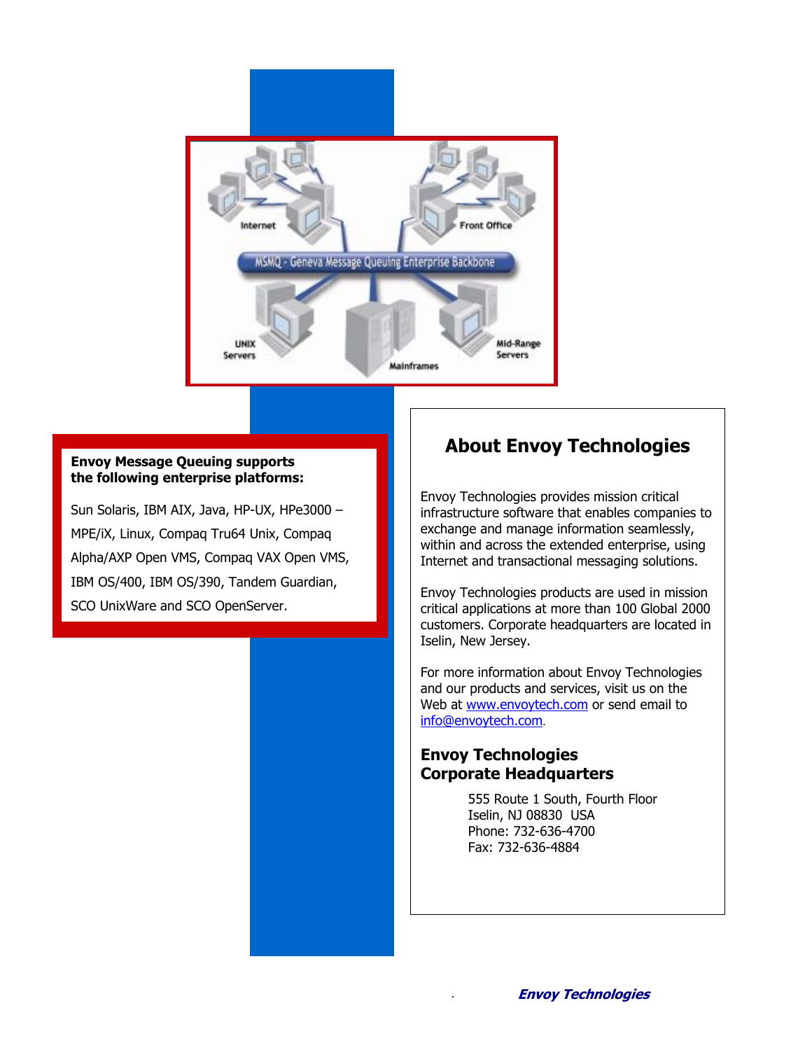Internet

Front Office

MSMQ - Geneva Message Queuing Enterprise Backbone

UNIX Servers

Mainframes

Mid-Range Servers

**Envoy Message Queuing supports the following enterprise platforms:**

Sun Solaris, IBM AIX, Java, HP-UX, HPe3000 – MPE/iX, Linux, Compaq Tru64 Unix, Compaq Alpha/AXP Open VMS, Compaq VAX Open VMS, IBM OS/400, IBM OS/390, Tandem Guardian, SCO UnixWare and SCO OpenServer.

## About Envoy Technologies

Envoy Technologies provides mission critical infrastructure software that enables companies to exchange and manage information seamlessly, within and across the extended enterprise, using Internet and transactional messaging solutions.

Envoy Technologies products are used in mission critical applications at more than 100 Global 2000 customers. Corporate headquarters are located in Iselin, New Jersey.

For more information about Envoy Technologies and our products and services, visit us on the Web at www.envoytech.com or send email to info@envoytech.com.

### Envoy Technologies Corporate Headquarters

555 Route 1 South, Fourth Floor
Iselin, NJ 08830 USA
Phone: 732-636-4700
Fax: 732-636-4884